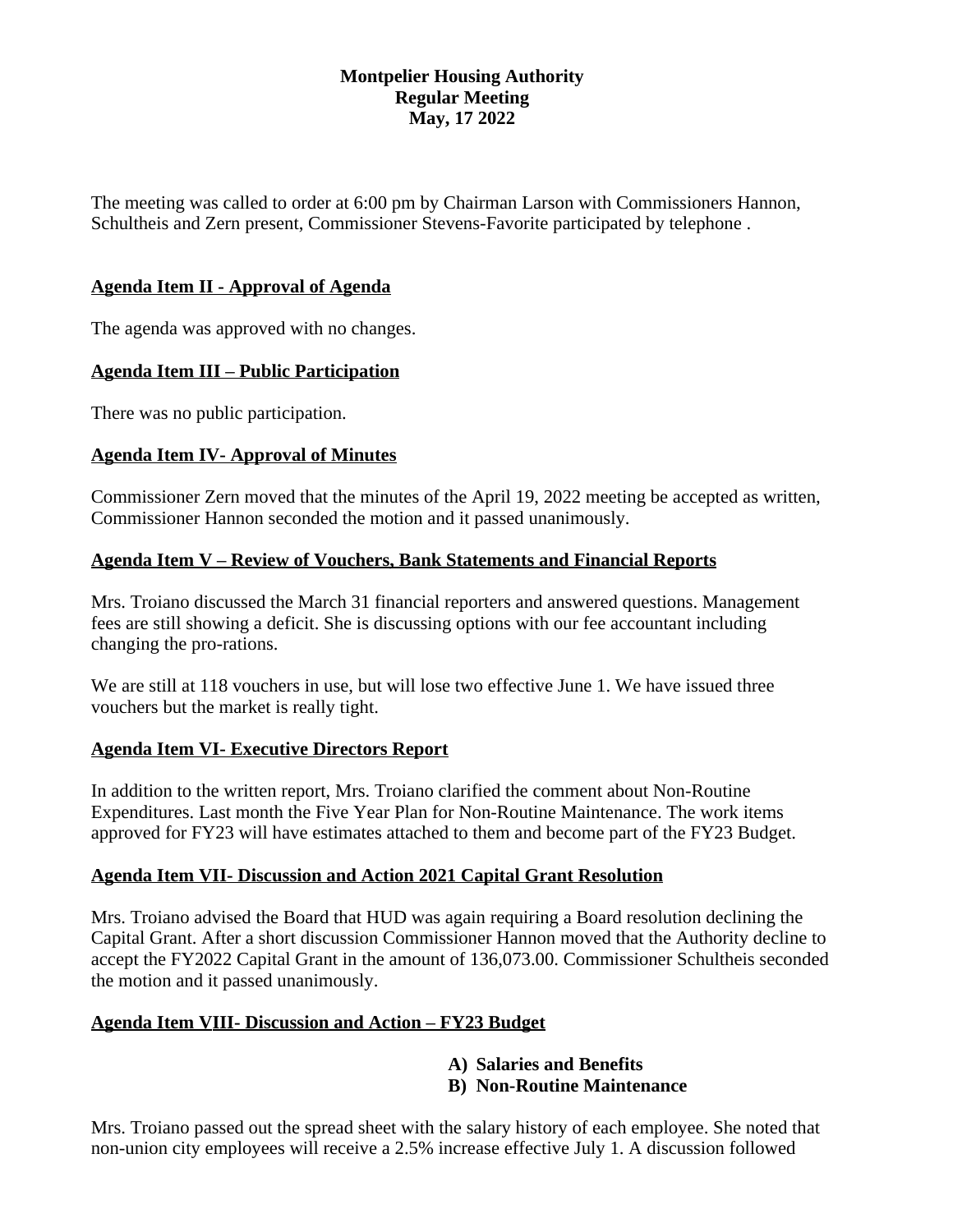**Montpelier Housing Authority**
**Regular Meeting**
**May, 17 2022**

The meeting was called to order at 6:00 pm by Chairman Larson with Commissioners Hannon, Schultheis and Zern present, Commissioner Stevens-Favorite participated by telephone .

**Agenda Item II - Approval of Agenda**

The agenda was approved with no changes.

**Agenda Item III – Public Participation**

There was no public participation.

**Agenda Item IV- Approval of Minutes**

Commissioner Zern moved that the minutes of the April 19, 2022 meeting be accepted as written, Commissioner Hannon seconded the motion and it passed unanimously.

**Agenda Item V – Review of Vouchers, Bank Statements and Financial Reports**

Mrs. Troiano discussed the March 31 financial reporters and answered questions. Management fees are still showing a deficit. She is discussing options with our fee accountant including changing the pro-rations.

We are still at 118 vouchers in use, but will lose two effective June 1. We have issued three vouchers but the market is really tight.

**Agenda Item VI- Executive Directors Report**

In addition to the written report, Mrs. Troiano clarified the comment about Non-Routine Expenditures. Last month the Five Year Plan for Non-Routine Maintenance. The work items approved for FY23 will have estimates attached to them and become part of the FY23 Budget.

**Agenda Item VII- Discussion and Action 2021 Capital Grant Resolution**

Mrs. Troiano advised the Board that HUD was again requiring a Board resolution declining the Capital Grant. After a short discussion Commissioner Hannon moved that the Authority decline to accept the FY2022 Capital Grant in the amount of 136,073.00. Commissioner Schultheis seconded the motion and it passed unanimously.

**Agenda Item VIII- Discussion and Action – FY23 Budget**

**A) Salaries and Benefits**
**B) Non-Routine Maintenance**

Mrs. Troiano passed out the spread sheet with the salary history of each employee. She noted that non-union city employees will receive a 2.5% increase effective July 1. A discussion followed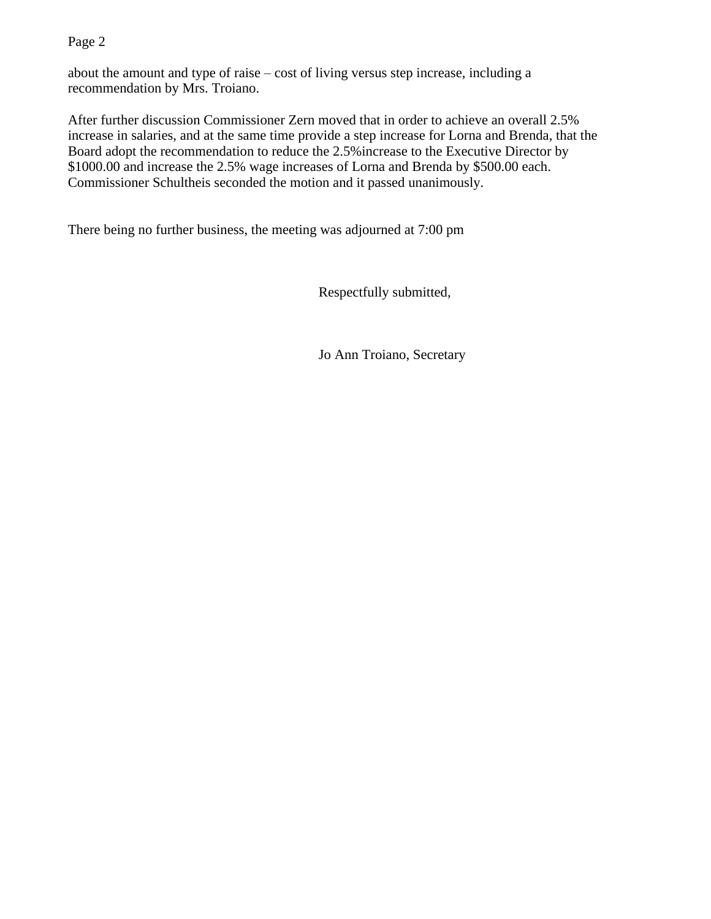about the amount and type of raise – cost of living versus step increase, including a recommendation by Mrs. Troiano.

After further discussion Commissioner Zern moved that in order to achieve an overall 2.5% increase in salaries, and at the same time provide a step increase for Lorna and Brenda, that the Board adopt the recommendation to reduce the 2.5%increase to the Executive Director by $1000.00 and increase the 2.5% wage increases of Lorna and Brenda by $500.00 each. Commissioner Schultheis seconded the motion and it passed unanimously.

There being no further business, the meeting was adjourned at 7:00 pm

Respectfully submitted,

Jo Ann Troiano, Secretary